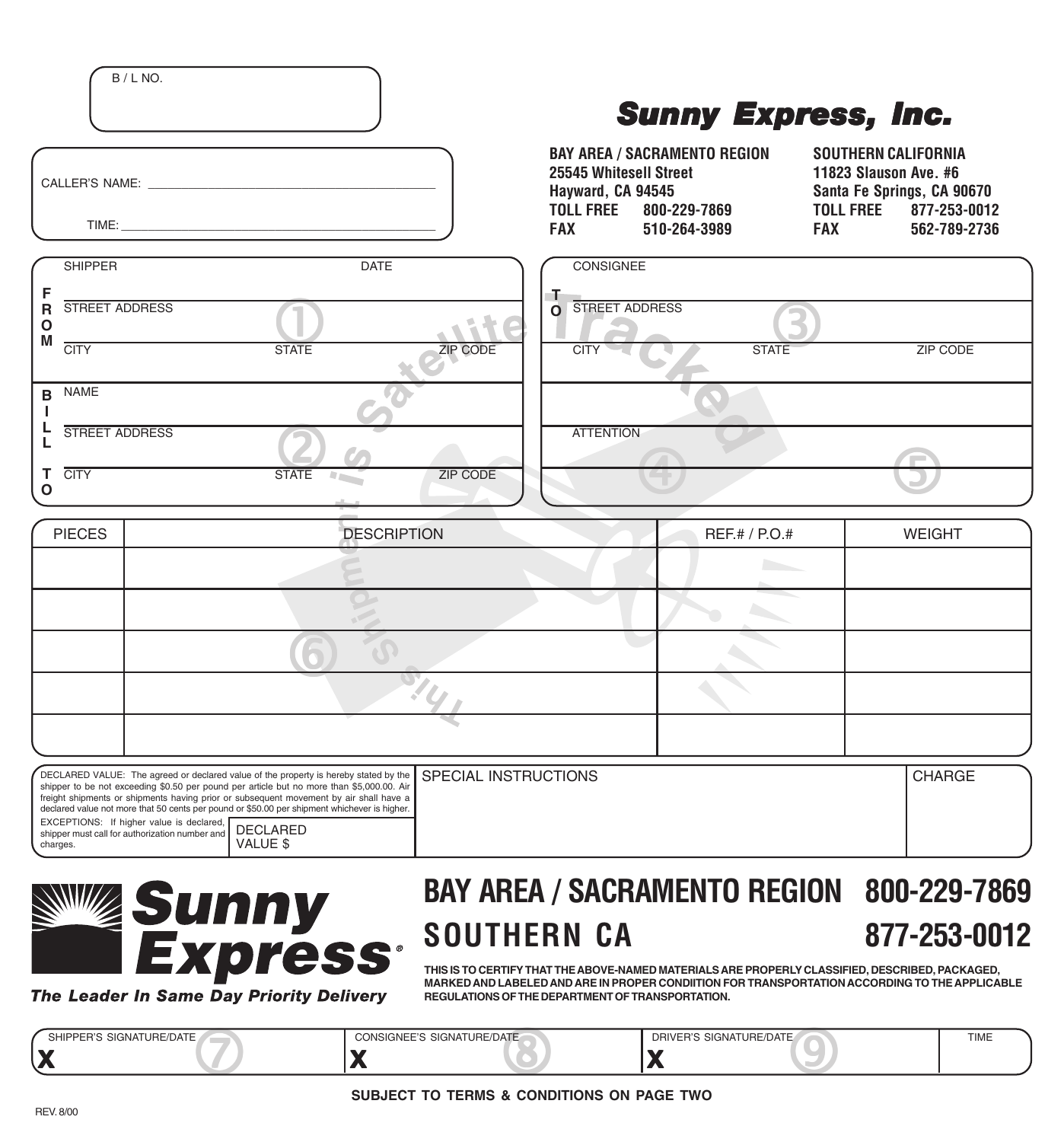B / L NO.

CALLER'S NAME: ______________________________

TIME: ______________________________

# Sunny Express, Inc.

**BAY AREA / SACRAMENTO REGION**
**25545 Whitesell Street**
**Hayward, CA 94545**
**TOLL FREE 800-229-7869**
**FAX 510-264-3989**

**SOUTHERN CALIFORNIA**
**11823 Slauson Ave. #6**
**Santa Fe Springs, CA 90670**
**TOLL FREE 877-253-0012**
**FAX 562-789-2736**

| FROM | | | |
|---|---|---|---|
| SHIPPER | | DATE | |
| STREET ADDRESS | | | |
| CITY | STATE | ZIP CODE | |

| TO | | |
|---|---|---|
| CONSIGNEE | | |
| STREET ADDRESS | | |
| CITY | STATE | ZIP CODE |
| | | |
| ATTENTION | | |

| BILL TO | | |
|---|---|---|
| NAME | | |
| STREET ADDRESS | | |
| CITY | STATE | ZIP CODE |

This Shipment is Satellite Tracked

| PIECES | DESCRIPTION | REF.# / P.O.# | WEIGHT |
|---|---|---|---|
| | | | |
| | | | |
| | | | |
| | | | |
| | | | |

DECLARED VALUE: The agreed or declared value of the property is hereby stated by the shipper to be not exceeding $0.50 per pound per article but no more than $5,000.00. Air freight shipments or shipments having prior or subsequent movement by air shall have a declared value not more that 50 cents per pound or $50.00 per shipment whichever is higher.

EXCEPTIONS: If higher value is declared, shipper must call for authorization number and charges.

DECLARED VALUE $

| SPECIAL INSTRUCTIONS | CHARGE |
|---|---|
| | |

**Sunny Express®**
*The Leader In Same Day Priority Delivery*

## BAY AREA / SACRAMENTO REGION 800-229-7869
## SOUTHERN CA 877-253-0012

**THIS IS TO CERTIFY THAT THE ABOVE-NAMED MATERIALS ARE PROPERLY CLASSIFIED, DESCRIBED, PACKAGED, MARKED AND LABELED AND ARE IN PROPER CONDIITION FOR TRANSPORTATION ACCORDING TO THE APPLICABLE REGULATIONS OF THE DEPARTMENT OF TRANSPORTATION.**

| SHIPPER'S SIGNATURE/DATE | CONSIGNEE'S SIGNATURE/DATE | DRIVER'S SIGNATURE/DATE | TIME |
|---|---|---|---|
| X | X | X | |

**SUBJECT TO TERMS & CONDITIONS ON PAGE TWO**

REV. 8/00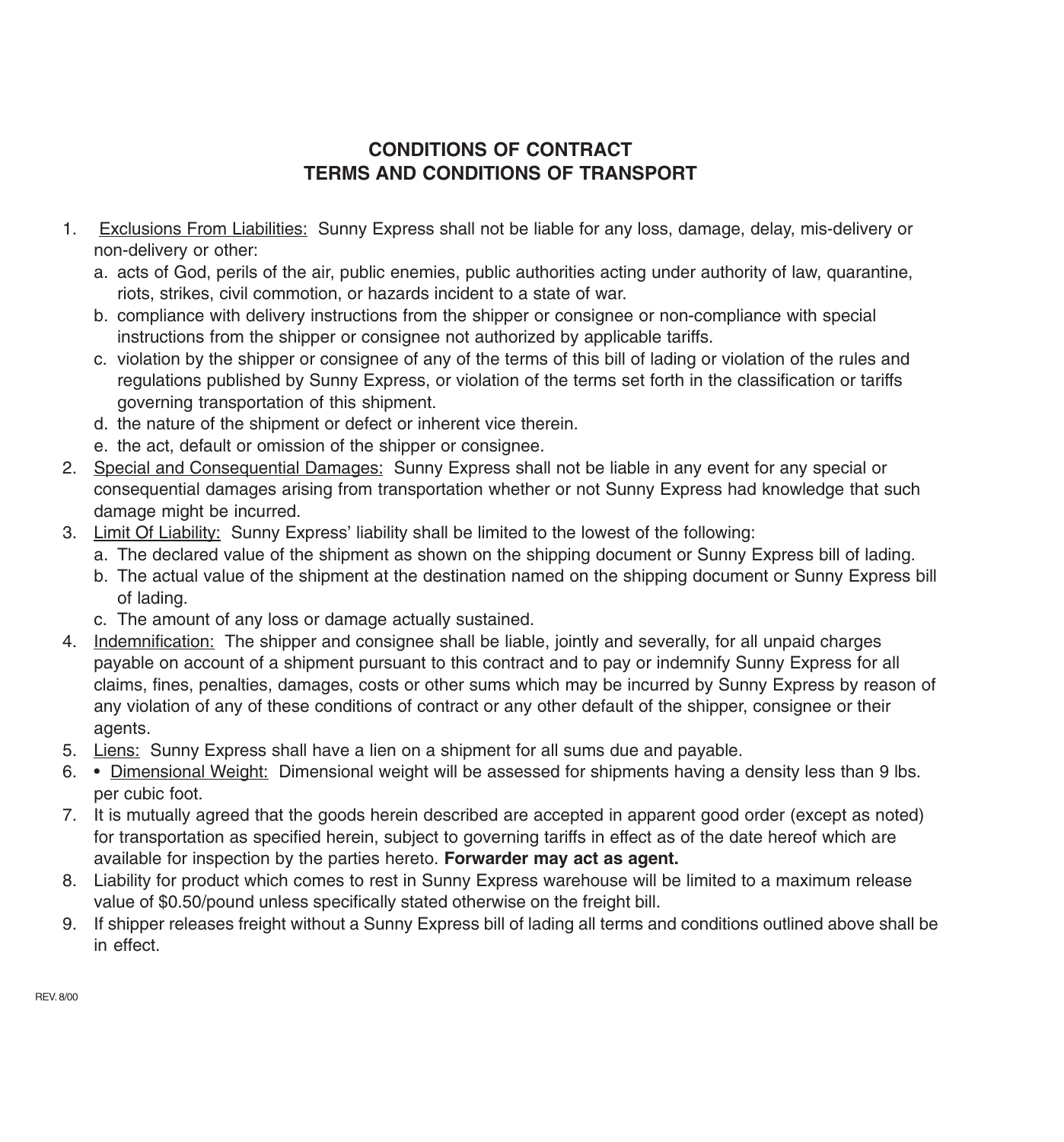# CONDITIONS OF CONTRACT
# TERMS AND CONDITIONS OF TRANSPORT

1. Exclusions From Liabilities: Sunny Express shall not be liable for any loss, damage, delay, mis-delivery or non-delivery or other:
   a. acts of God, perils of the air, public enemies, public authorities acting under authority of law, quarantine, riots, strikes, civil commotion, or hazards incident to a state of war.
   b. compliance with delivery instructions from the shipper or consignee or non-compliance with special instructions from the shipper or consignee not authorized by applicable tariffs.
   c. violation by the shipper or consignee of any of the terms of this bill of lading or violation of the rules and regulations published by Sunny Express, or violation of the terms set forth in the classification or tariffs governing transportation of this shipment.
   d. the nature of the shipment or defect or inherent vice therein.
   e. the act, default or omission of the shipper or consignee.
2. Special and Consequential Damages: Sunny Express shall not be liable in any event for any special or consequential damages arising from transportation whether or not Sunny Express had knowledge that such damage might be incurred.
3. Limit Of Liability: Sunny Express' liability shall be limited to the lowest of the following:
   a. The declared value of the shipment as shown on the shipping document or Sunny Express bill of lading.
   b. The actual value of the shipment at the destination named on the shipping document or Sunny Express bill of lading.
   c. The amount of any loss or damage actually sustained.
4. Indemnification: The shipper and consignee shall be liable, jointly and severally, for all unpaid charges payable on account of a shipment pursuant to this contract and to pay or indemnify Sunny Express for all claims, fines, penalties, damages, costs or other sums which may be incurred by Sunny Express by reason of any violation of any of these conditions of contract or any other default of the shipper, consignee or their agents.
5. Liens: Sunny Express shall have a lien on a shipment for all sums due and payable.
6. • Dimensional Weight: Dimensional weight will be assessed for shipments having a density less than 9 lbs. per cubic foot.
7. It is mutually agreed that the goods herein described are accepted in apparent good order (except as noted) for transportation as specified herein, subject to governing tariffs in effect as of the date hereof which are available for inspection by the parties hereto. **Forwarder may act as agent.**
8. Liability for product which comes to rest in Sunny Express warehouse will be limited to a maximum release value of $0.50/pound unless specifically stated otherwise on the freight bill.
9. If shipper releases freight without a Sunny Express bill of lading all terms and conditions outlined above shall be in effect.

REV. 8/00